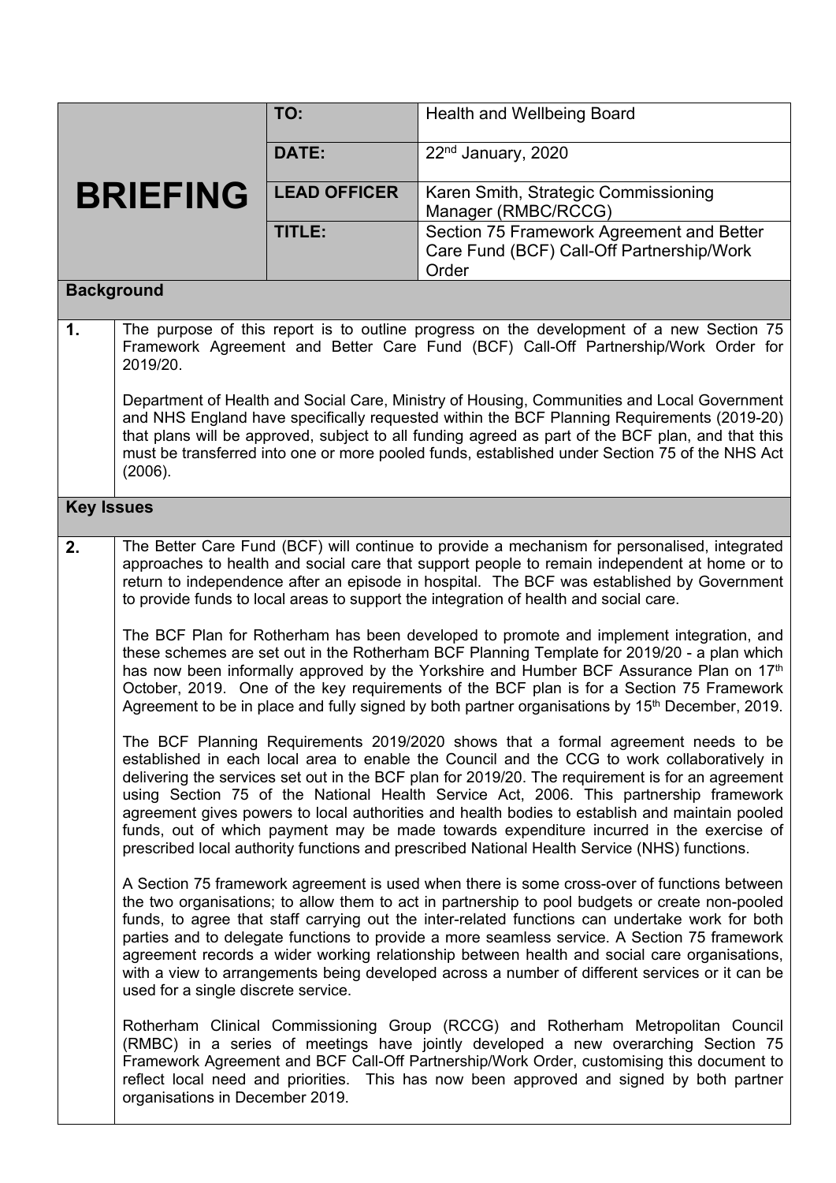| **BRIEFING** | **TO:** | Health and Wellbeing Board |
|---|---|---|
| | **DATE:** | 22nd January, 2020 |
| | **LEAD OFFICER** | Karen Smith, Strategic Commissioning Manager (RMBC/RCCG) |
| | **TITLE:** | Section 75 Framework Agreement and Better Care Fund (BCF) Call-Off Partnership/Work Order |

## Background

**1.** The purpose of this report is to outline progress on the development of a new Section 75 Framework Agreement and Better Care Fund (BCF) Call-Off Partnership/Work Order for 2019/20.

Department of Health and Social Care, Ministry of Housing, Communities and Local Government and NHS England have specifically requested within the BCF Planning Requirements (2019-20) that plans will be approved, subject to all funding agreed as part of the BCF plan, and that this must be transferred into one or more pooled funds, established under Section 75 of the NHS Act (2006).

## Key Issues

**2.** The Better Care Fund (BCF) will continue to provide a mechanism for personalised, integrated approaches to health and social care that support people to remain independent at home or to return to independence after an episode in hospital. The BCF was established by Government to provide funds to local areas to support the integration of health and social care.

The BCF Plan for Rotherham has been developed to promote and implement integration, and these schemes are set out in the Rotherham BCF Planning Template for 2019/20 - a plan which has now been informally approved by the Yorkshire and Humber BCF Assurance Plan on 17th October, 2019. One of the key requirements of the BCF plan is for a Section 75 Framework Agreement to be in place and fully signed by both partner organisations by 15th December, 2019.

The BCF Planning Requirements 2019/2020 shows that a formal agreement needs to be established in each local area to enable the Council and the CCG to work collaboratively in delivering the services set out in the BCF plan for 2019/20. The requirement is for an agreement using Section 75 of the National Health Service Act, 2006. This partnership framework agreement gives powers to local authorities and health bodies to establish and maintain pooled funds, out of which payment may be made towards expenditure incurred in the exercise of prescribed local authority functions and prescribed National Health Service (NHS) functions.

A Section 75 framework agreement is used when there is some cross-over of functions between the two organisations; to allow them to act in partnership to pool budgets or create non-pooled funds, to agree that staff carrying out the inter-related functions can undertake work for both parties and to delegate functions to provide a more seamless service. A Section 75 framework agreement records a wider working relationship between health and social care organisations, with a view to arrangements being developed across a number of different services or it can be used for a single discrete service.

Rotherham Clinical Commissioning Group (RCCG) and Rotherham Metropolitan Council (RMBC) in a series of meetings have jointly developed a new overarching Section 75 Framework Agreement and BCF Call-Off Partnership/Work Order, customising this document to reflect local need and priorities. This has now been approved and signed by both partner organisations in December 2019.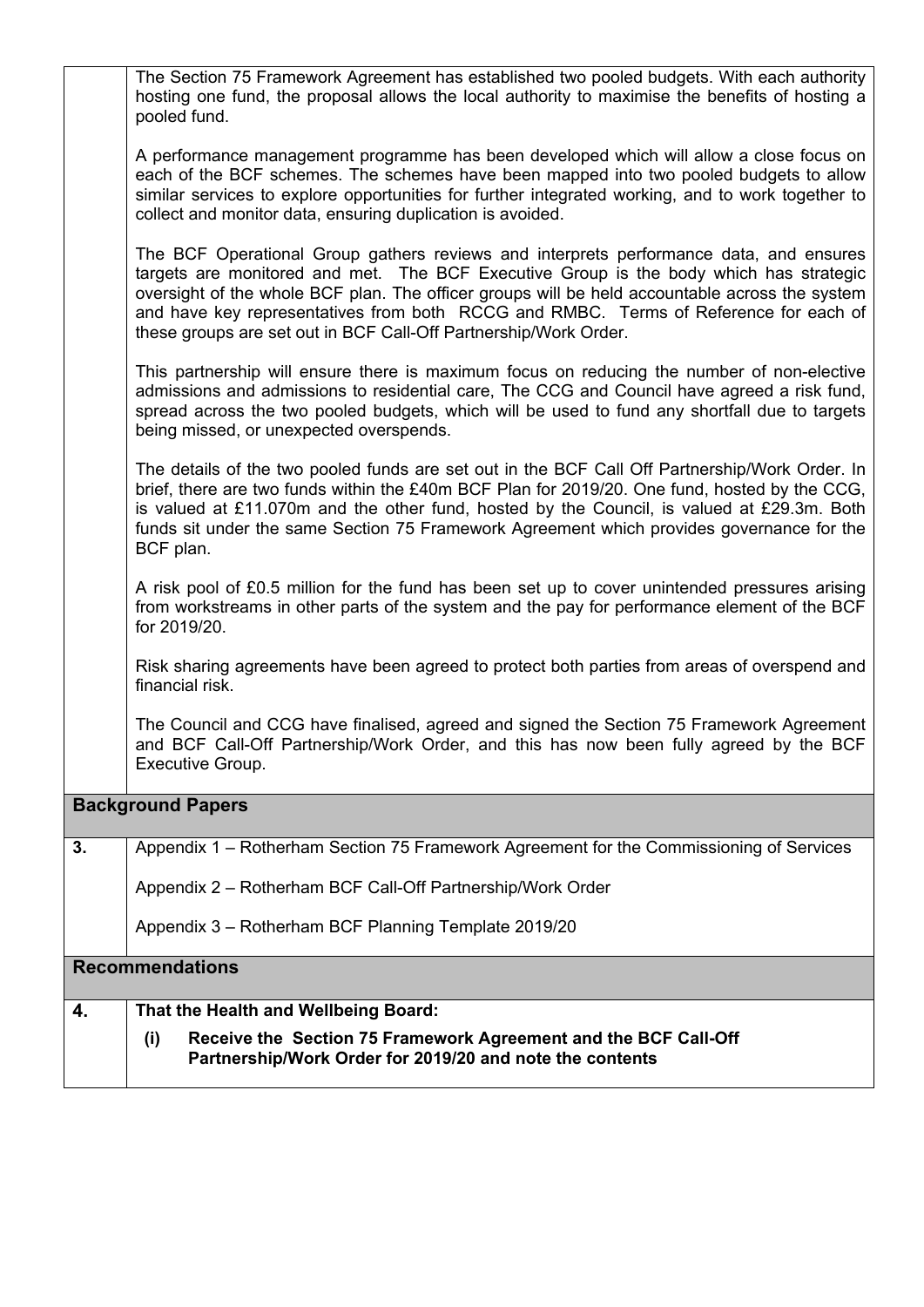The Section 75 Framework Agreement has established two pooled budgets. With each authority hosting one fund, the proposal allows the local authority to maximise the benefits of hosting a pooled fund.

A performance management programme has been developed which will allow a close focus on each of the BCF schemes. The schemes have been mapped into two pooled budgets to allow similar services to explore opportunities for further integrated working, and to work together to collect and monitor data, ensuring duplication is avoided.

The BCF Operational Group gathers reviews and interprets performance data, and ensures targets are monitored and met. The BCF Executive Group is the body which has strategic oversight of the whole BCF plan. The officer groups will be held accountable across the system and have key representatives from both RCCG and RMBC. Terms of Reference for each of these groups are set out in BCF Call-Off Partnership/Work Order.

This partnership will ensure there is maximum focus on reducing the number of non-elective admissions and admissions to residential care, The CCG and Council have agreed a risk fund, spread across the two pooled budgets, which will be used to fund any shortfall due to targets being missed, or unexpected overspends.

The details of the two pooled funds are set out in the BCF Call Off Partnership/Work Order. In brief, there are two funds within the £40m BCF Plan for 2019/20. One fund, hosted by the CCG, is valued at £11.070m and the other fund, hosted by the Council, is valued at £29.3m. Both funds sit under the same Section 75 Framework Agreement which provides governance for the BCF plan.

A risk pool of £0.5 million for the fund has been set up to cover unintended pressures arising from workstreams in other parts of the system and the pay for performance element of the BCF for 2019/20.

Risk sharing agreements have been agreed to protect both parties from areas of overspend and financial risk.

The Council and CCG have finalised, agreed and signed the Section 75 Framework Agreement and BCF Call-Off Partnership/Work Order, and this has now been fully agreed by the BCF Executive Group.

## Background Papers

**3.** Appendix 1 – Rotherham Section 75 Framework Agreement for the Commissioning of Services

Appendix 2 – Rotherham BCF Call-Off Partnership/Work Order

Appendix 3 – Rotherham BCF Planning Template 2019/20

## Recommendations

**4.** **That the Health and Wellbeing Board:**

**(i) Receive the Section 75 Framework Agreement and the BCF Call-Off Partnership/Work Order for 2019/20 and note the contents**